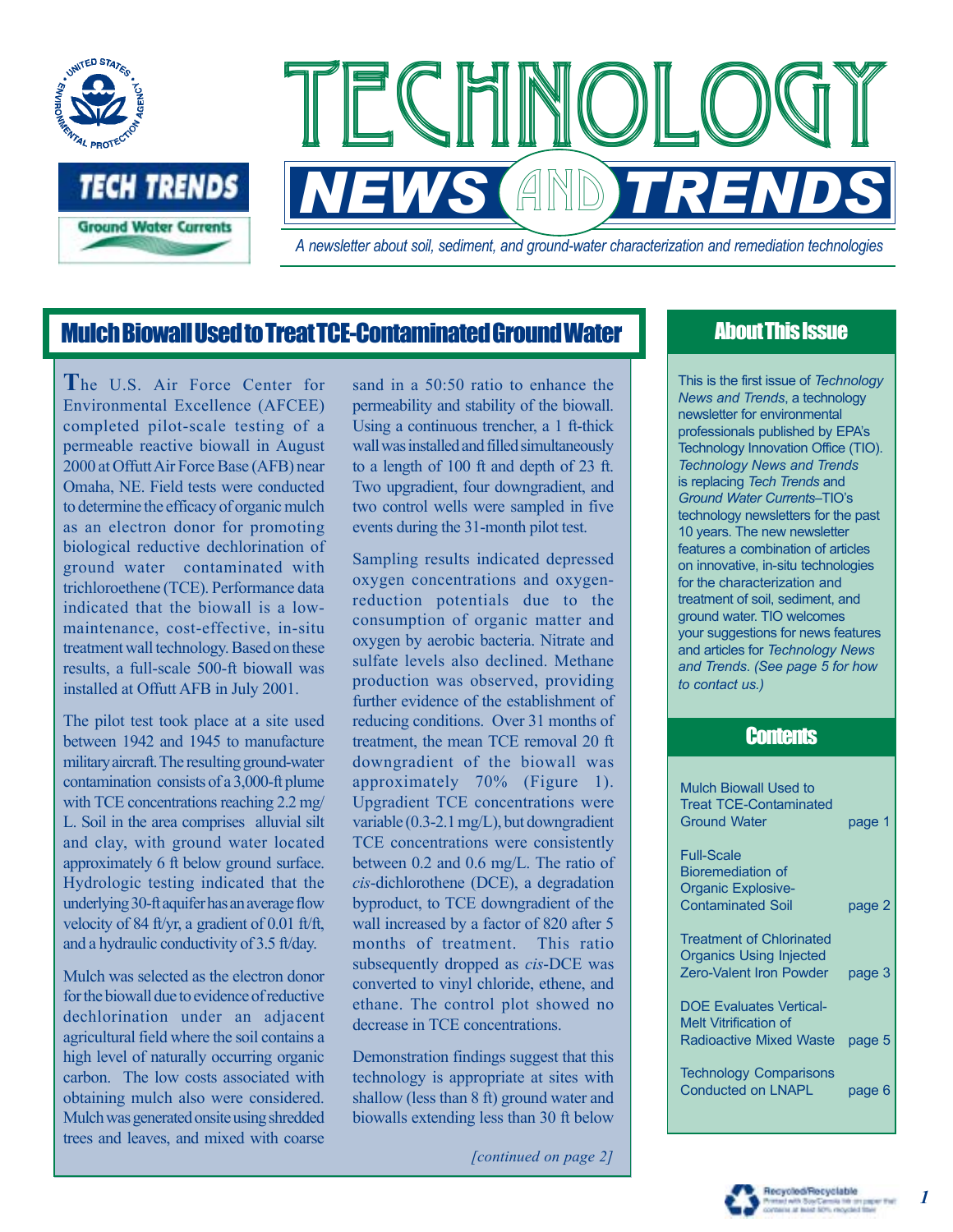# Technology News and Trends

*A newsletter about soil, sediment, and ground-water characterization and remediation technologies*

## Mulch Biowall Used to Treat TCE-Contaminated Ground Water

The U.S. Air Force Center for Environmental Excellence (AFCEE) completed pilot-scale testing of a permeable reactive biowall in August 2000 at Offutt Air Force Base (AFB) near Omaha, NE. Field tests were conducted to determine the efficacy of organic mulch as an electron donor for promoting biological reductive dechlorination of ground water contaminated with trichloroethene (TCE). Performance data indicated that the biowall is a low-maintenance, cost-effective, in-situ treatment wall technology. Based on these results, a full-scale 500-ft biowall was installed at Offutt AFB in July 2001.

The pilot test took place at a site used between 1942 and 1945 to manufacture military aircraft. The resulting ground-water contamination consists of a 3,000-ft plume with TCE concentrations reaching 2.2 mg/L. Soil in the area comprises alluvial silt and clay, with ground water located approximately 6 ft below ground surface. Hydrologic testing indicated that the underlying 30-ft aquifer has an average flow velocity of 84 ft/yr, a gradient of 0.01 ft/ft, and a hydraulic conductivity of 3.5 ft/day.

Mulch was selected as the electron donor for the biowall due to evidence of reductive dechlorination under an adjacent agricultural field where the soil contains a high level of naturally occurring organic carbon. The low costs associated with obtaining mulch also were considered. Mulch was generated onsite using shredded trees and leaves, and mixed with coarse sand in a 50:50 ratio to enhance the permeability and stability of the biowall. Using a continuous trencher, a 1 ft-thick wall was installed and filled simultaneously to a length of 100 ft and depth of 23 ft. Two upgradient, four downgradient, and two control wells were sampled in five events during the 31-month pilot test.

Sampling results indicated depressed oxygen concentrations and oxygen-reduction potentials due to the consumption of organic matter and oxygen by aerobic bacteria. Nitrate and sulfate levels also declined. Methane production was observed, providing further evidence of the establishment of reducing conditions. Over 31 months of treatment, the mean TCE removal 20 ft downgradient of the biowall was approximately 70% (Figure 1). Upgradient TCE concentrations were variable (0.3-2.1 mg/L), but downgradient TCE concentrations were consistently between 0.2 and 0.6 mg/L. The ratio of *cis*-dichlorothene (DCE), a degradation byproduct, to TCE downgradient of the wall increased by a factor of 820 after 5 months of treatment. This ratio subsequently dropped as *cis*-DCE was converted to vinyl chloride, ethene, and ethane. The control plot showed no decrease in TCE concentrations.

Demonstration findings suggest that this technology is appropriate at sites with shallow (less than 8 ft) ground water and biowalls extending less than 30 ft below

*[continued on page 2]*

## About This Issue

This is the first issue of *Technology News and Trends*, a technology newsletter for environmental professionals published by EPA's Technology Innovation Office (TIO). *Technology News and Trends* is replacing *Tech Trends* and *Ground Water Currents*–TIO's technology newsletters for the past 10 years. The new newsletter features a combination of articles on innovative, in-situ technologies for the characterization and treatment of soil, sediment, and ground water. TIO welcomes your suggestions for news features and articles for *Technology News and Trends*. *(See page 5 for how to contact us.)*

## Contents

| | |
|---|---|
| Mulch Biowall Used to Treat TCE-Contaminated Ground Water | page 1 |
| Full-Scale Bioremediation of Organic Explosive-Contaminated Soil | page 2 |
| Treatment of Chlorinated Organics Using Injected Zero-Valent Iron Powder | page 3 |
| DOE Evaluates Vertical-Melt Vitrification of Radioactive Mixed Waste | page 5 |
| Technology Comparisons Conducted on LNAPL | page 6 |

Recycled/Recyclable
Printed with Soy/Canola Ink on paper that contains at least 50% recycled fiber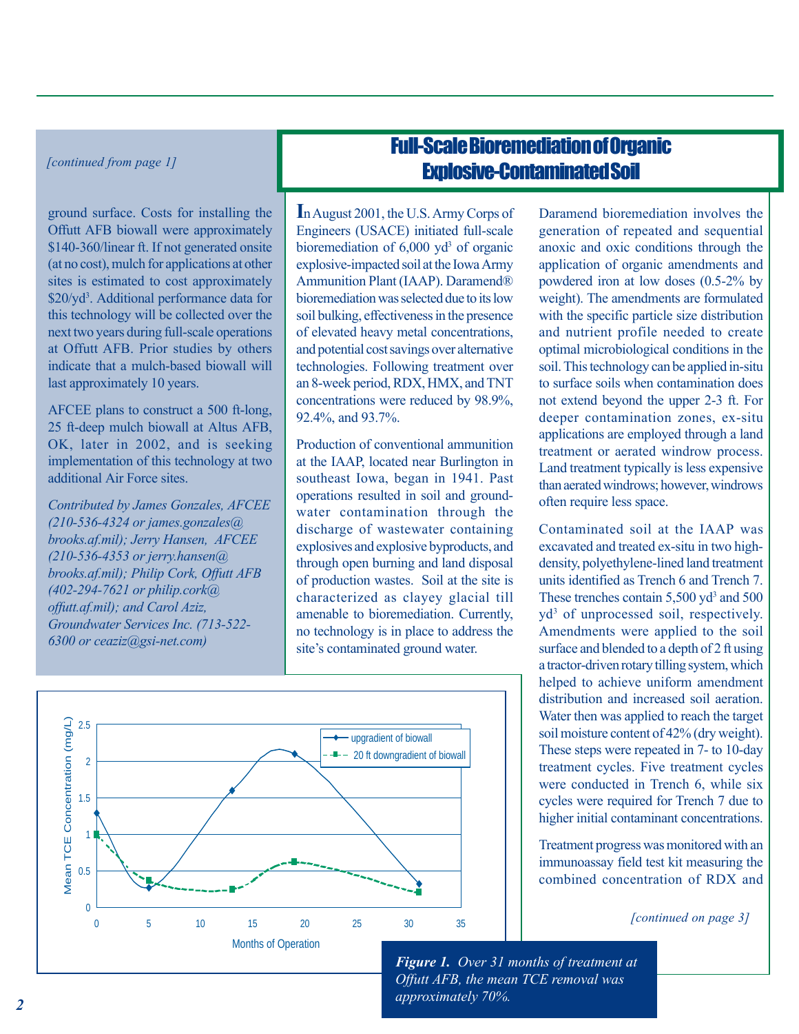*[continued from page 1]*

ground surface. Costs for installing the Offutt AFB biowall were approximately \$140-360/linear ft. If not generated onsite (at no cost), mulch for applications at other sites is estimated to cost approximately \$20/yd$^3$. Additional performance data for this technology will be collected over the next two years during full-scale operations at Offutt AFB. Prior studies by others indicate that a mulch-based biowall will last approximately 10 years.

AFCEE plans to construct a 500 ft-long, 25 ft-deep mulch biowall at Altus AFB, OK, later in 2002, and is seeking implementation of this technology at two additional Air Force sites.

*Contributed by James Gonzales, AFCEE (210-536-4324 or james.gonzales@brooks.af.mil); Jerry Hansen, AFCEE (210-536-4353 or jerry.hansen@brooks.af.mil); Philip Cork, Offutt AFB (402-294-7621 or philip.cork@offutt.af.mil); and Carol Aziz, Groundwater Services Inc. (713-522-6300 or ceaziz@gsi-net.com)*

*Figure 1. Over 31 months of treatment at Offutt AFB, the mean TCE removal was approximately 70%.*

# Full-Scale Bioremediation of Organic Explosive-Contaminated Soil

In August 2001, the U.S. Army Corps of Engineers (USACE) initiated full-scale bioremediation of 6,000 yd$^3$ of organic explosive-impacted soil at the Iowa Army Ammunition Plant (IAAP). Daramend® bioremediation was selected due to its low soil bulking, effectiveness in the presence of elevated heavy metal concentrations, and potential cost savings over alternative technologies. Following treatment over an 8-week period, RDX, HMX, and TNT concentrations were reduced by 98.9%, 92.4%, and 93.7%.

Production of conventional ammunition at the IAAP, located near Burlington in southeast Iowa, began in 1941. Past operations resulted in soil and ground-water contamination through the discharge of wastewater containing explosives and explosive byproducts, and through open burning and land disposal of production wastes. Soil at the site is characterized as clayey glacial till amenable to bioremediation. Currently, no technology is in place to address the site's contaminated ground water.

Daramend bioremediation involves the generation of repeated and sequential anoxic and oxic conditions through the application of organic amendments and powdered iron at low doses (0.5-2% by weight). The amendments are formulated with the specific particle size distribution and nutrient profile needed to create optimal microbiological conditions in the soil. This technology can be applied in-situ to surface soils when contamination does not extend beyond the upper 2-3 ft. For deeper contamination zones, ex-situ applications are employed through a land treatment or aerated windrow process. Land treatment typically is less expensive than aerated windrows; however, windrows often require less space.

Contaminated soil at the IAAP was excavated and treated ex-situ in two high-density, polyethylene-lined land treatment units identified as Trench 6 and Trench 7. These trenches contain 5,500 yd$^3$ and 500 yd$^3$ of unprocessed soil, respectively. Amendments were applied to the soil surface and blended to a depth of 2 ft using a tractor-driven rotary tilling system, which helped to achieve uniform amendment distribution and increased soil aeration. Water then was applied to reach the target soil moisture content of 42% (dry weight). These steps were repeated in 7- to 10-day treatment cycles. Five treatment cycles were conducted in Trench 6, while six cycles were required for Trench 7 due to higher initial contaminant concentrations.

Treatment progress was monitored with an immunoassay field test kit measuring the combined concentration of RDX and

*[continued on page 3]*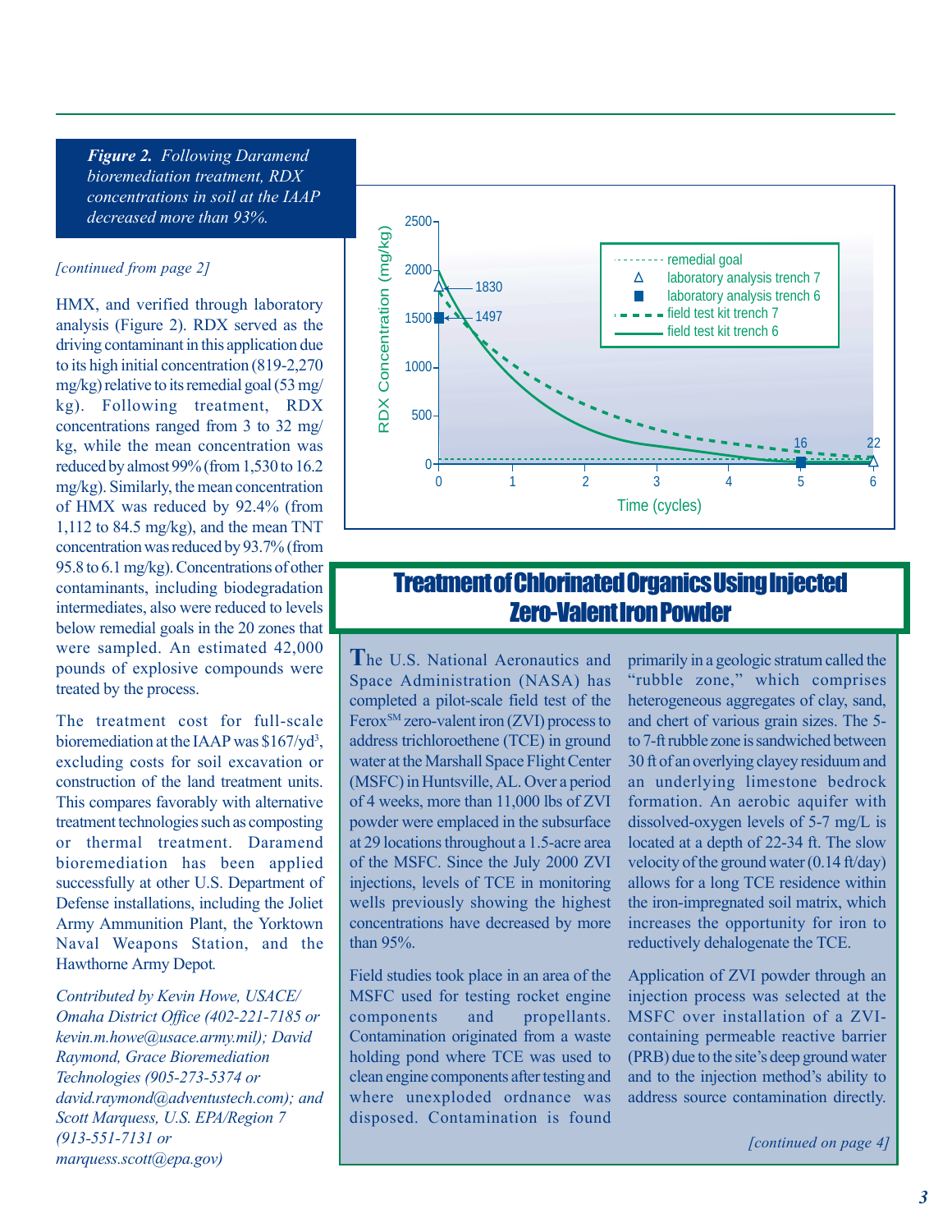*[continued from page 2]*

HMX, and verified through laboratory analysis (Figure 2). RDX served as the driving contaminant in this application due to its high initial concentration (819-2,270 mg/kg) relative to its remedial goal (53 mg/kg). Following treatment, RDX concentrations ranged from 3 to 32 mg/kg, while the mean concentration was reduced by almost 99% (from 1,530 to 16.2 mg/kg). Similarly, the mean concentration of HMX was reduced by 92.4% (from 1,112 to 84.5 mg/kg), and the mean TNT concentration was reduced by 93.7% (from 95.8 to 6.1 mg/kg). Concentrations of other contaminants, including biodegradation intermediates, also were reduced to levels below remedial goals in the 20 zones that were sampled. An estimated 42,000 pounds of explosive compounds were treated by the process.

The treatment cost for full-scale bioremediation at the IAAP was $167/yd$^3$, excluding costs for soil excavation or construction of the land treatment units. This compares favorably with alternative treatment technologies such as composting or thermal treatment. Daramend bioremediation has been applied successfully at other U.S. Department of Defense installations, including the Joliet Army Ammunition Plant, the Yorktown Naval Weapons Station, and the Hawthorne Army Depot.

*Contributed by Kevin Howe, USACE/Omaha District Office (402-221-7185 or kevin.m.howe@usace.army.mil); David Raymond, Grace Bioremediation Technologies (905-273-5374 or david.raymond@adventustech.com); and Scott Marquess, U.S. EPA/Region 7 (913-551-7131 or marquess.scott@epa.gov)*

***Figure 2.*** *Following Daramend bioremediation treatment, RDX concentrations in soil at the IAAP decreased more than 93%.*

## Treatment of Chlorinated Organics Using Injected Zero-Valent Iron Powder

The U.S. National Aeronautics and Space Administration (NASA) has completed a pilot-scale field test of the Ferox[SM] zero-valent iron (ZVI) process to address trichloroethene (TCE) in ground water at the Marshall Space Flight Center (MSFC) in Huntsville, AL. Over a period of 4 weeks, more than 11,000 lbs of ZVI powder were emplaced in the subsurface at 29 locations throughout a 1.5-acre area of the MSFC. Since the July 2000 ZVI injections, levels of TCE in monitoring wells previously showing the highest concentrations have decreased by more than 95%.

Field studies took place in an area of the MSFC used for testing rocket engine components and propellants. Contamination originated from a waste holding pond where TCE was used to clean engine components after testing and where unexploded ordnance was disposed. Contamination is found primarily in a geologic stratum called the "rubble zone," which comprises heterogeneous aggregates of clay, sand, and chert of various grain sizes. The 5- to 7-ft rubble zone is sandwiched between 30 ft of an overlying clayey residuum and an underlying limestone bedrock formation. An aerobic aquifer with dissolved-oxygen levels of 5-7 mg/L is located at a depth of 22-34 ft. The slow velocity of the ground water (0.14 ft/day) allows for a long TCE residence within the iron-impregnated soil matrix, which increases the opportunity for iron to reductively dehalogenate the TCE.

Application of ZVI powder through an injection process was selected at the MSFC over installation of a ZVI-containing permeable reactive barrier (PRB) due to the site's deep ground water and to the injection method's ability to address source contamination directly.

*[continued on page 4]*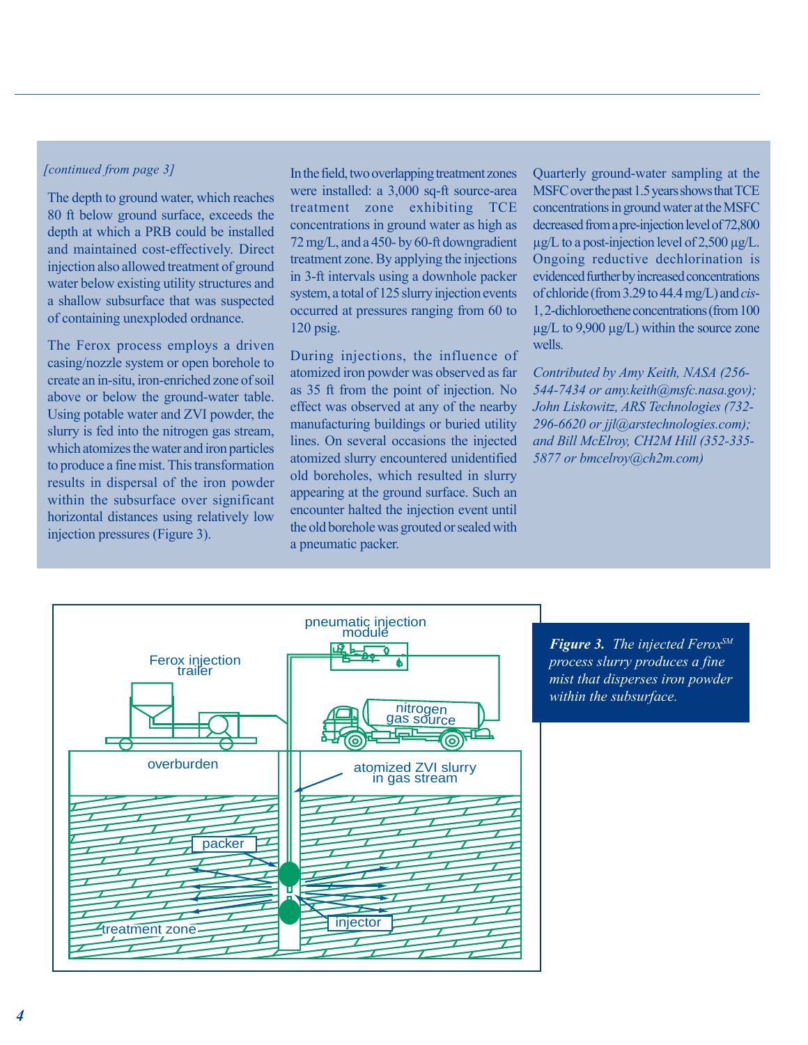*[continued from page 3]*

The depth to ground water, which reaches 80 ft below ground surface, exceeds the depth at which a PRB could be installed and maintained cost-effectively. Direct injection also allowed treatment of ground water below existing utility structures and a shallow subsurface that was suspected of containing unexploded ordnance.

The Ferox process employs a driven casing/nozzle system or open borehole to create an in-situ, iron-enriched zone of soil above or below the ground-water table. Using potable water and ZVI powder, the slurry is fed into the nitrogen gas stream, which atomizes the water and iron particles to produce a fine mist. This transformation results in dispersal of the iron powder within the subsurface over significant horizontal distances using relatively low injection pressures (Figure 3).

In the field, two overlapping treatment zones were installed: a 3,000 sq-ft source-area treatment zone exhibiting TCE concentrations in ground water as high as 72 mg/L, and a 450- by 60-ft downgradient treatment zone. By applying the injections in 3-ft intervals using a downhole packer system, a total of 125 slurry injection events occurred at pressures ranging from 60 to 120 psig.

During injections, the influence of atomized iron powder was observed as far as 35 ft from the point of injection. No effect was observed at any of the nearby manufacturing buildings or buried utility lines. On several occasions the injected atomized slurry encountered unidentified old boreholes, which resulted in slurry appearing at the ground surface. Such an encounter halted the injection event until the old borehole was grouted or sealed with a pneumatic packer.

Quarterly ground-water sampling at the MSFC over the past 1.5 years shows that TCE concentrations in ground water at the MSFC decreased from a pre-injection level of 72,800 µg/L to a post-injection level of 2,500 µg/L. Ongoing reductive dechlorination is evidenced further by increased concentrations of chloride (from 3.29 to 44.4 mg/L) and *cis*-1,2-dichloroethene concentrations (from 100 µg/L to 9,900 µg/L) within the source zone wells.

*Contributed by Amy Keith, NASA (256-544-7434 or amy.keith@msfc.nasa.gov); John Liskowitz, ARS Technologies (732-296-6620 or jjl@arstechnologies.com); and Bill McElroy, CH2M Hill (352-335-5877 or bmcelroy@ch2m.com)*

pneumatic injection module

Ferox injection trailer

nitrogen gas source

overburden

atomized ZVI slurry in gas stream

packer

injector

treatment zone

***Figure 3.*** *The injected Ferox[SM] process slurry produces a fine mist that disperses iron powder within the subsurface.*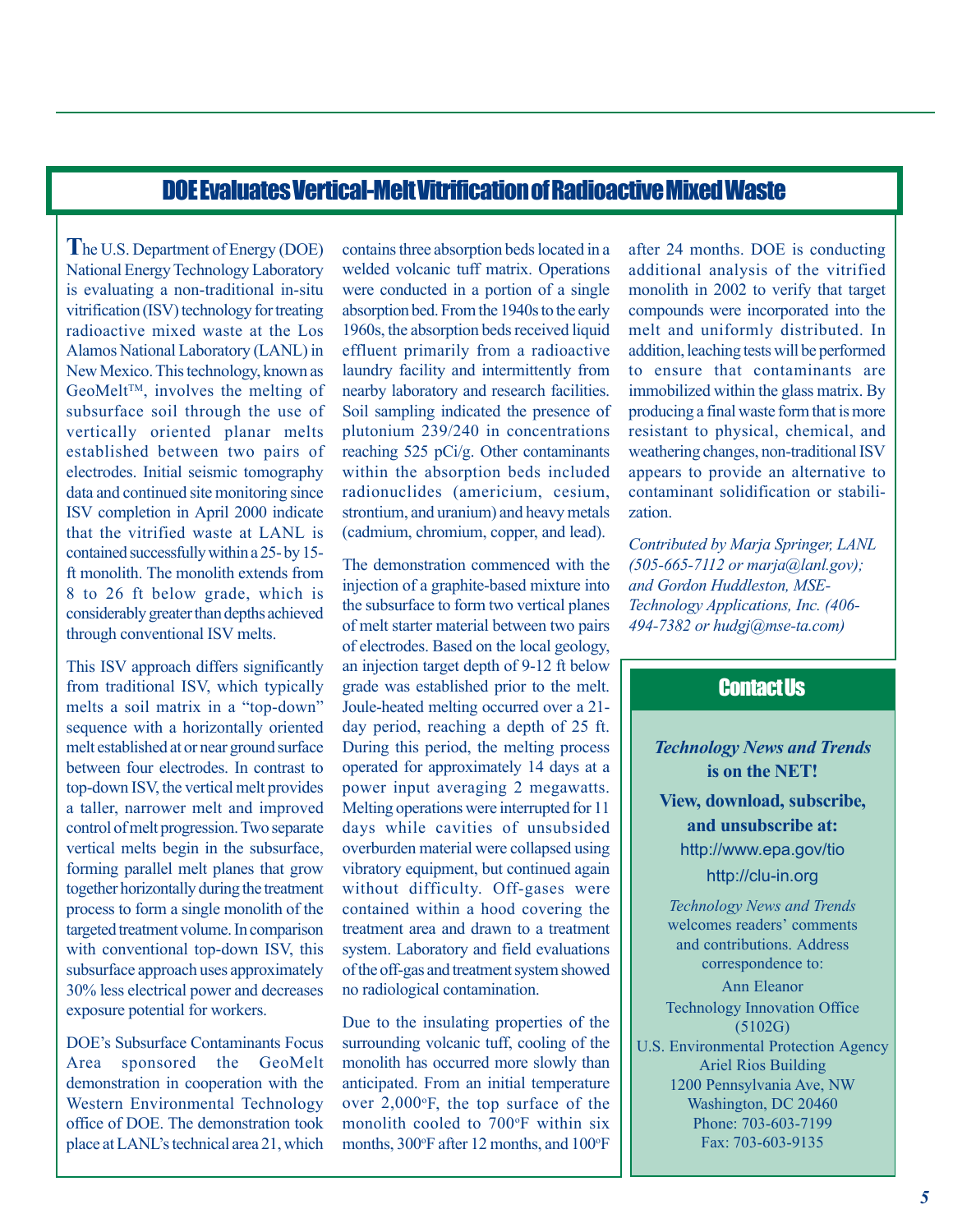## DOE Evaluates Vertical-Melt Vitrification of Radioactive Mixed Waste

The U.S. Department of Energy (DOE) National Energy Technology Laboratory is evaluating a non-traditional in-situ vitrification (ISV) technology for treating radioactive mixed waste at the Los Alamos National Laboratory (LANL) in New Mexico. This technology, known as GeoMelt™, involves the melting of subsurface soil through the use of vertically oriented planar melts established between two pairs of electrodes. Initial seismic tomography data and continued site monitoring since ISV completion in April 2000 indicate that the vitrified waste at LANL is contained successfully within a 25- by 15-ft monolith. The monolith extends from 8 to 26 ft below grade, which is considerably greater than depths achieved through conventional ISV melts.

This ISV approach differs significantly from traditional ISV, which typically melts a soil matrix in a "top-down" sequence with a horizontally oriented melt established at or near ground surface between four electrodes. In contrast to top-down ISV, the vertical melt provides a taller, narrower melt and improved control of melt progression. Two separate vertical melts begin in the subsurface, forming parallel melt planes that grow together horizontally during the treatment process to form a single monolith of the targeted treatment volume. In comparison with conventional top-down ISV, this subsurface approach uses approximately 30% less electrical power and decreases exposure potential for workers.

DOE's Subsurface Contaminants Focus Area sponsored the GeoMelt demonstration in cooperation with the Western Environmental Technology office of DOE. The demonstration took place at LANL's technical area 21, which contains three absorption beds located in a welded volcanic tuff matrix. Operations were conducted in a portion of a single absorption bed. From the 1940s to the early 1960s, the absorption beds received liquid effluent primarily from a radioactive laundry facility and intermittently from nearby laboratory and research facilities. Soil sampling indicated the presence of plutonium 239/240 in concentrations reaching 525 pCi/g. Other contaminants within the absorption beds included radionuclides (americium, cesium, strontium, and uranium) and heavy metals (cadmium, chromium, copper, and lead).

The demonstration commenced with the injection of a graphite-based mixture into the subsurface to form two vertical planes of melt starter material between two pairs of electrodes. Based on the local geology, an injection target depth of 9-12 ft below grade was established prior to the melt. Joule-heated melting occurred over a 21-day period, reaching a depth of 25 ft. During this period, the melting process operated for approximately 14 days at a power input averaging 2 megawatts. Melting operations were interrupted for 11 days while cavities of unsubsided overburden material were collapsed using vibratory equipment, but continued again without difficulty. Off-gases were contained within a hood covering the treatment area and drawn to a treatment system. Laboratory and field evaluations of the off-gas and treatment system showed no radiological contamination.

Due to the insulating properties of the surrounding volcanic tuff, cooling of the monolith has occurred more slowly than anticipated. From an initial temperature over 2,000°F, the top surface of the monolith cooled to 700°F within six months, 300°F after 12 months, and 100°F after 24 months. DOE is conducting additional analysis of the vitrified monolith in 2002 to verify that target compounds were incorporated into the melt and uniformly distributed. In addition, leaching tests will be performed to ensure that contaminants are immobilized within the glass matrix. By producing a final waste form that is more resistant to physical, chemical, and weathering changes, non-traditional ISV appears to provide an alternative to contaminant solidification or stabilization.

*Contributed by Marja Springer, LANL (505-665-7112 or marja@lanl.gov); and Gordon Huddleston, MSE-Technology Applications, Inc. (406-494-7382 or hudgj@mse-ta.com)*

### Contact Us

***Technology News and Trends* is on the NET!**

**View, download, subscribe, and unsubscribe at:**

http://www.epa.gov/tio

http://clu-in.org

*Technology News and Trends* welcomes readers' comments and contributions. Address correspondence to:

Ann Eleanor
Technology Innovation Office
(5102G)
U.S. Environmental Protection Agency
Ariel Rios Building
1200 Pennsylvania Ave, NW
Washington, DC 20460
Phone: 703-603-7199
Fax: 703-603-9135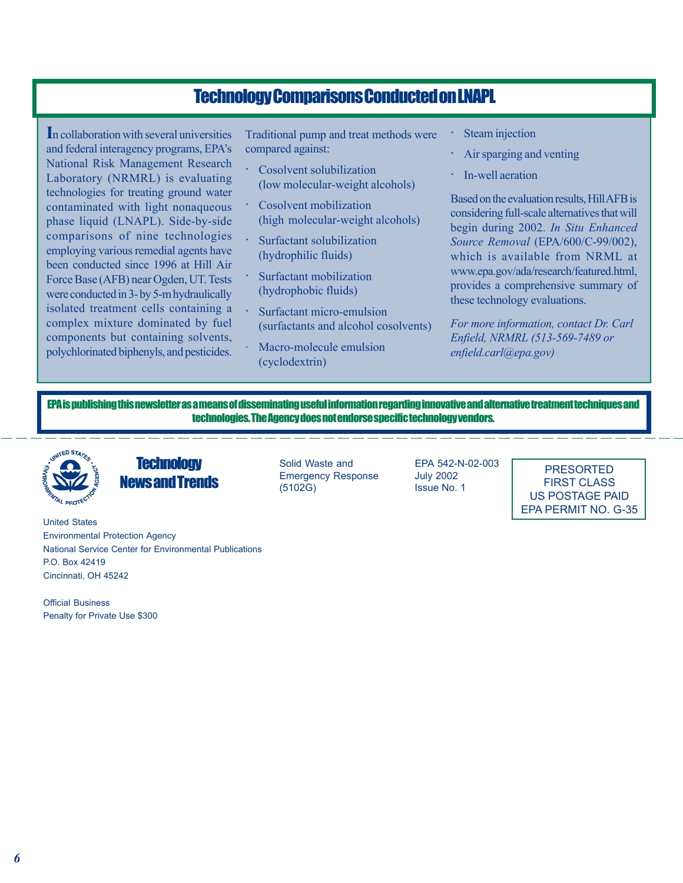## Technology Comparisons Conducted on LNAPL

In collaboration with several universities and federal interagency programs, EPA's National Risk Management Research Laboratory (NRMRL) is evaluating technologies for treating ground water contaminated with light nonaqueous phase liquid (LNAPL). Side-by-side comparisons of nine technologies employing various remedial agents have been conducted since 1996 at Hill Air Force Base (AFB) near Ogden, UT. Tests were conducted in 3- by 5-m hydraulically isolated treatment cells containing a complex mixture dominated by fuel components but containing solvents, polychlorinated biphenyls, and pesticides.

Traditional pump and treat methods were compared against:

- Cosolvent solubilization (low molecular-weight alcohols)
- Cosolvent mobilization (high molecular-weight alcohols)
- Surfactant solubilization (hydrophilic fluids)
- Surfactant mobilization (hydrophobic fluids)
- Surfactant micro-emulsion (surfactants and alcohol cosolvents)
- Macro-molecule emulsion (cyclodextrin)
- Steam injection
- Air sparging and venting
- In-well aeration

Based on the evaluation results, Hill AFB is considering full-scale alternatives that will begin during 2002. *In Situ Enhanced Source Removal* (EPA/600/C-99/002), which is available from NRML at www.epa.gov/ada/research/featured.html, provides a comprehensive summary of these technology evaluations.

*For more information, contact Dr. Carl Enfield, NRMRL (513-569-7489 or enfield.carl@epa.gov)*

**EPA is publishing this newsletter as a means of disseminating useful information regarding innovative and alternative treatment techniques and technologies. The Agency does not endorse specific technology vendors.**

---

**Technology News and Trends**

Solid Waste and Emergency Response (5102G)

EPA 542-N-02-003
July 2002
Issue No. 1

PRESORTED
FIRST CLASS
US POSTAGE PAID
EPA PERMIT NO. G-35

United States
Environmental Protection Agency
National Service Center for Environmental Publications
P.O. Box 42419
Cincinnati, OH 45242

Official Business
Penalty for Private Use $300